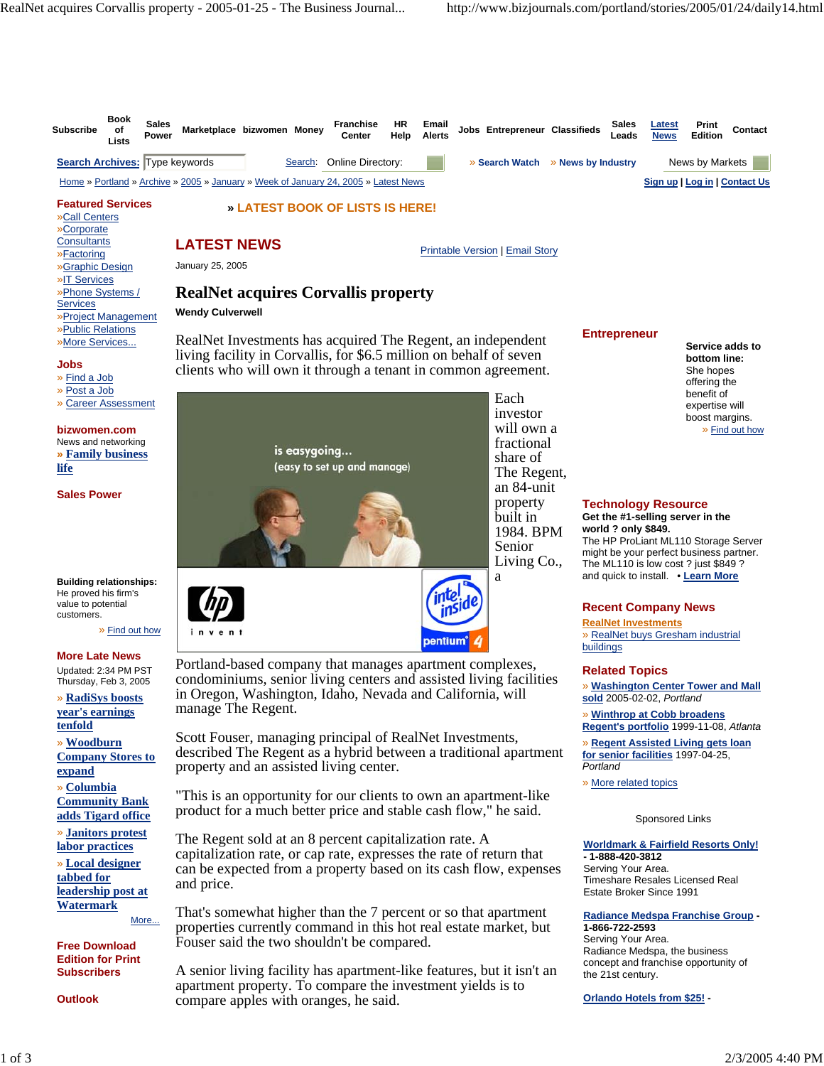# RealNet acquires Corvallis property

January 25, 2005

Wendy Culverwell

RealNet Investments has acquired The Regent, an independent living facility in Corvallis, for $6.5 million on behalf of seven clients who will own it through a tenant in common agreement.

Each investor will own a fractional share of The Regent, an 84-unit property built in 1984. BPM Senior Living Co., a Portland-based company that manages apartment complexes, condominiums, senior living centers and assisted living facilities in Oregon, Washington, Idaho, Nevada and California, will manage The Regent.

Scott Fouser, managing principal of RealNet Investments, described The Regent as a hybrid between a traditional apartment property and an assisted living center.

"This is an opportunity for our clients to own an apartment-like product for a much better price and stable cash flow," he said.

The Regent sold at an 8 percent capitalization rate. A capitalization rate, or cap rate, expresses the rate of return that can be expected from a property based on its cash flow, expenses and price.

That's somewhat higher than the 7 percent or so that apartment properties currently command in this hot real estate market, but Fouser said the two shouldn't be compared.

A senior living facility has apartment-like features, but it isn't an apartment property. To compare the investment yields is to compare apples with oranges, he said.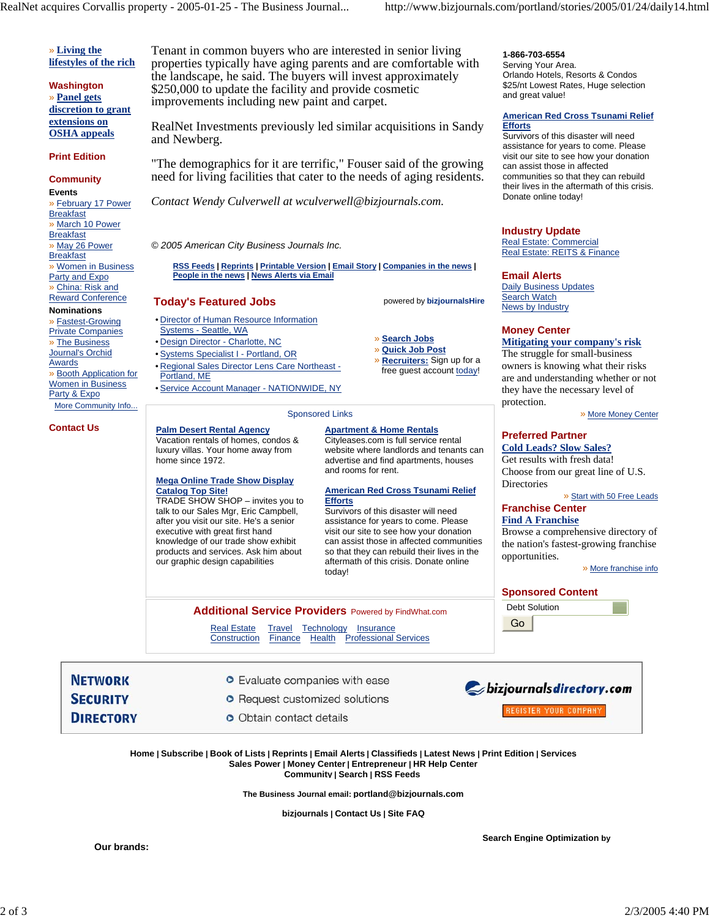» Living the lifestyles of the rich

**Washington**

» Panel gets discretion to grant extensions on OSHA appeals

**Print Edition**

**Community**

**Events**

» February 17 Power Breakfast
» March 10 Power Breakfast
» May 26 Power Breakfast
» Women in Business Party and Expo
» China: Risk and Reward Conference

**Nominations**

» Fastest-Growing Private Companies
» The Business Journal's Orchid Awards
» Booth Application for Women in Business Party & Expo

More Community Info...

**Contact Us**

Tenant in common buyers who are interested in senior living properties typically have aging parents and are comfortable with the landscape, he said. The buyers will invest approximately $250,000 to update the facility and provide cosmetic improvements including new paint and carpet.

RealNet Investments previously led similar acquisitions in Sandy and Newberg.

"The demographics for it are terrific," Fouser said of the growing need for living facilities that cater to the needs of aging residents.

*Contact Wendy Culverwell at wculverwell@bizjournals.com.*

*© 2005 American City Business Journals Inc.*

RSS Feeds | Reprints | Printable Version | Email Story | Companies in the news | People in the news | News Alerts via Email

## Today's Featured Jobs

powered by **bizjournalsHire**

- Director of Human Resource Information Systems - Seattle, WA
- Design Director - Charlotte, NC
- Systems Specialist I - Portland, OR
- Regional Sales Director Lens Care Northeast - Portland, ME
- Service Account Manager - NATIONWIDE, NY

» Search Jobs
» Quick Job Post
» Recruiters: Sign up for a free guest account today!

Sponsored Links

**Palm Desert Rental Agency**
Vacation rentals of homes, condos & luxury villas. Your home away from home since 1972.

**Mega Online Trade Show Display Catalog Top Site!**
TRADE SHOW SHOP – invites you to talk to our Sales Mgr, Eric Campbell, after you visit our site. He's a senior executive with great first hand knowledge of our trade show exhibit products and services. Ask him about our graphic design capabilities

**Apartment & Home Rentals**
Cityleases.com is full service rental website where landlords and tenants can advertise and find apartments, houses and rooms for rent.

**American Red Cross Tsunami Relief Efforts**
Survivors of this disaster will need assistance for years to come. Please visit our site to see how your donation can assist those in affected communities so that they can rebuild their lives in the aftermath of this crisis. Donate online today!

**Additional Service Providers** Powered by FindWhat.com

Real Estate | Travel | Technology | Insurance
Construction | Finance | Health | Professional Services

**1-866-703-6554**
Serving Your Area.
Orlando Hotels, Resorts & Condos $25/nt Lowest Rates, Huge selection and great value!

**American Red Cross Tsunami Relief Efforts**
Survivors of this disaster will need assistance for years to come. Please visit our site to see how your donation can assist those in affected communities so that they can rebuild their lives in the aftermath of this crisis. Donate online today!

**Industry Update**

Real Estate: Commercial
Real Estate: REITS & Finance

**Email Alerts**

Daily Business Updates
Search Watch
News by Industry

**Money Center**

**Mitigating your company's risk**
The struggle for small-business owners is knowing what their risks are and understanding whether or not they have the necessary level of protection.

» More Money Center

**Preferred Partner**

**Cold Leads? Slow Sales?**
Get results with fresh data! Choose from our great line of U.S. Directories

» Start with 50 Free Leads

**Franchise Center**

**Find A Franchise**
Browse a comprehensive directory of the nation's fastest-growing franchise opportunities.

» More franchise info

**Sponsored Content**

Debt Solution
Go

NETWORK SECURITY DIRECTORY

- Evaluate companies with ease
- Request customized solutions
- Obtain contact details

bizjournalsdirectory.com
REGISTER YOUR COMPANY

**Home | Subscribe | Book of Lists | Reprints | Email Alerts | Classifieds | Latest News | Print Edition | Services**
**Sales Power | Money Center | Entrepreneur | HR Help Center**
**Community | Search | RSS Feeds**

**The Business Journal email: portland@bizjournals.com**

**bizjournals | Contact Us | Site FAQ**

**Search Engine Optimization by**

**Our brands:**